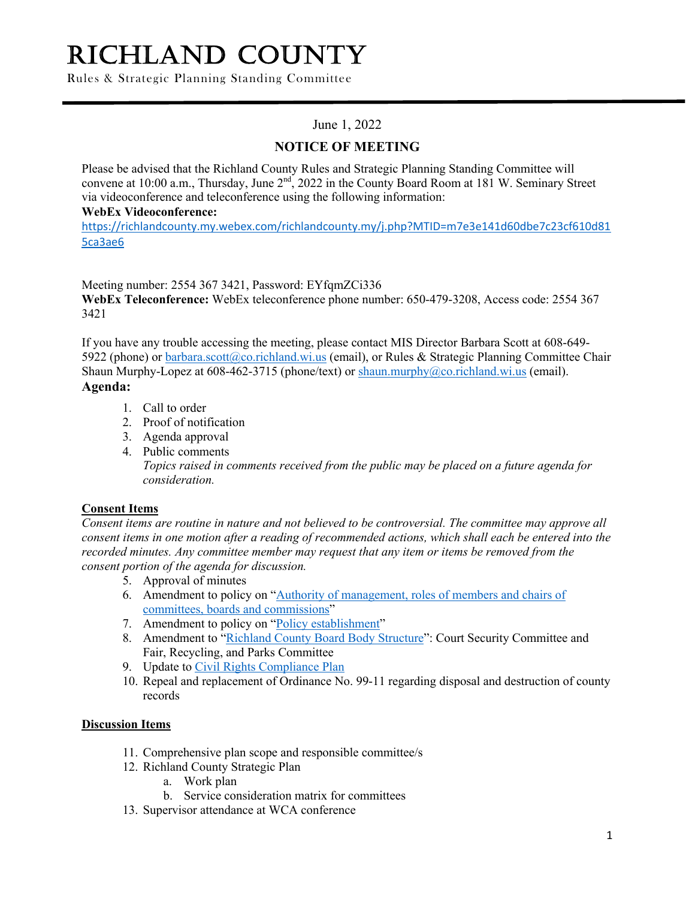# RICHLAND COUNTY

Rules & Strategic Planning Standing Committee

June 1, 2022

## NOTICE OF MEETING

Please be advised that the Richland County Rules and Strategic Planning Standing Committee will convene at 10:00 a.m., Thursday, June 2nd, 2022 in the County Board Room at 181 W. Seminary Street via videoconference and teleconference using the following information:

**WebEx Videoconference:**
https://richlandcounty.my.webex.com/richlandcounty.my/j.php?MTID=m7e3e141d60dbe7c23cf610d815ca3ae6

Meeting number: 2554 367 3421, Password: EYfqmZCi336

**WebEx Teleconference:** WebEx teleconference phone number: 650-479-3208, Access code: 2554 367 3421

If you have any trouble accessing the meeting, please contact MIS Director Barbara Scott at 608-649-5922 (phone) or barbara.scott@co.richland.wi.us (email), or Rules & Strategic Planning Committee Chair Shaun Murphy-Lopez at 608-462-3715 (phone/text) or shaun.murphy@co.richland.wi.us (email).

**Agenda:**

1. Call to order
2. Proof of notification
3. Agenda approval
4. Public comments
   *Topics raised in comments received from the public may be placed on a future agenda for consideration.*

**Consent Items**

*Consent items are routine in nature and not believed to be controversial. The committee may approve all consent items in one motion after a reading of recommended actions, which shall each be entered into the recorded minutes. Any committee member may request that any item or items be removed from the consent portion of the agenda for discussion.*

5. Approval of minutes
6. Amendment to policy on "Authority of management, roles of members and chairs of committees, boards and commissions"
7. Amendment to policy on "Policy establishment"
8. Amendment to "Richland County Board Body Structure": Court Security Committee and Fair, Recycling, and Parks Committee
9. Update to Civil Rights Compliance Plan
10. Repeal and replacement of Ordinance No. 99-11 regarding disposal and destruction of county records

**Discussion Items**

11. Comprehensive plan scope and responsible committee/s
12. Richland County Strategic Plan
    a. Work plan
    b. Service consideration matrix for committees
13. Supervisor attendance at WCA conference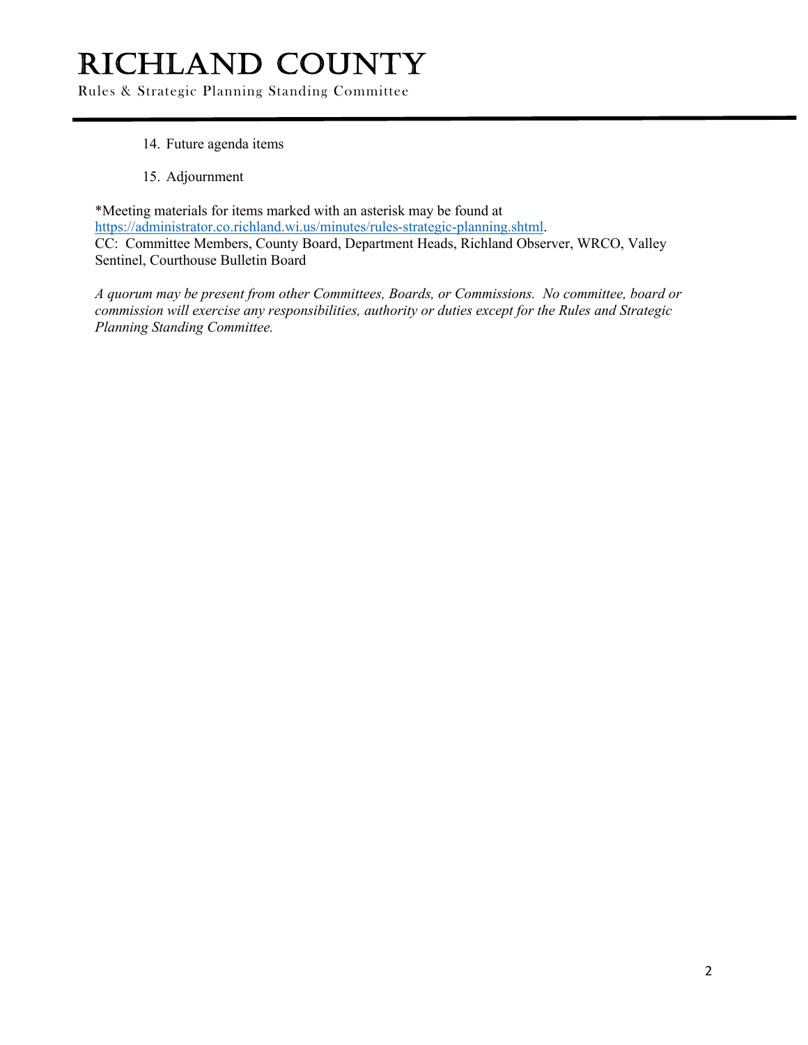14. Future agenda items

15. Adjournment

*Meeting materials for items marked with an asterisk may be found at https://administrator.co.richland.wi.us/minutes/rules-strategic-planning.shtml.
CC: Committee Members, County Board, Department Heads, Richland Observer, WRCO, Valley Sentinel, Courthouse Bulletin Board

*A quorum may be present from other Committees, Boards, or Commissions. No committee, board or commission will exercise any responsibilities, authority or duties except for the Rules and Strategic Planning Standing Committee.*